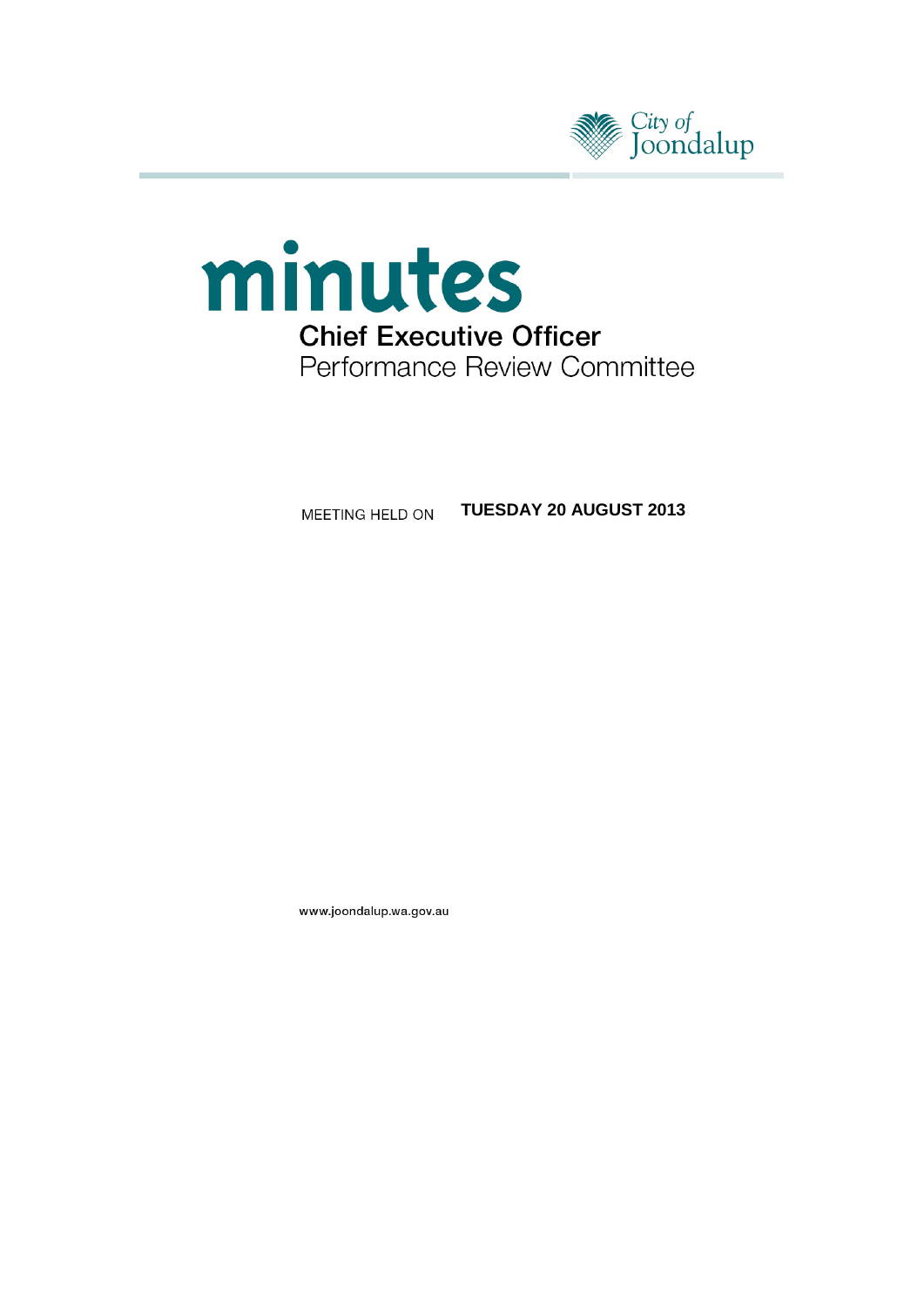City of Joondalup

# minutes

## Chief Executive Officer

Performance Review Committee

MEETING HELD ON **TUESDAY 20 AUGUST 2013**

www.joondalup.wa.gov.au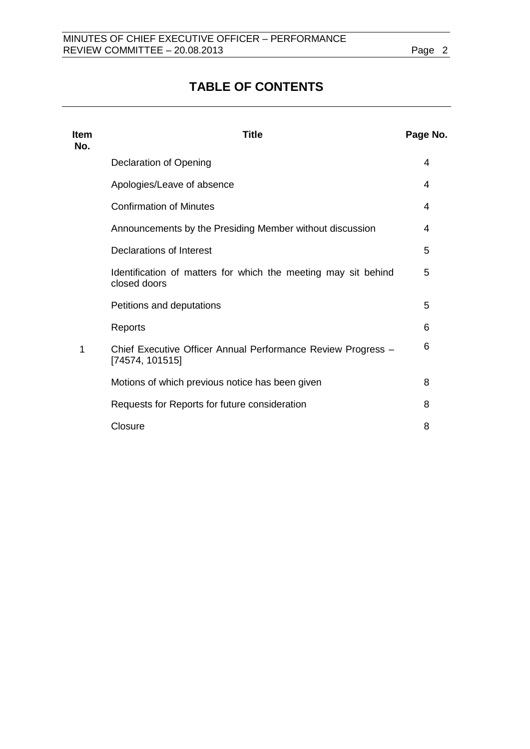# TABLE OF CONTENTS

| Item No. | Title | Page No. |
|---|---|---|
| | Declaration of Opening | 4 |
| | Apologies/Leave of absence | 4 |
| | Confirmation of Minutes | 4 |
| | Announcements by the Presiding Member without discussion | 4 |
| | Declarations of Interest | 5 |
| | Identification of matters for which the meeting may sit behind closed doors | 5 |
| | Petitions and deputations | 5 |
| | Reports | 6 |
| 1 | Chief Executive Officer Annual Performance Review Progress – [74574, 101515] | 6 |
| | Motions of which previous notice has been given | 8 |
| | Requests for Reports for future consideration | 8 |
| | Closure | 8 |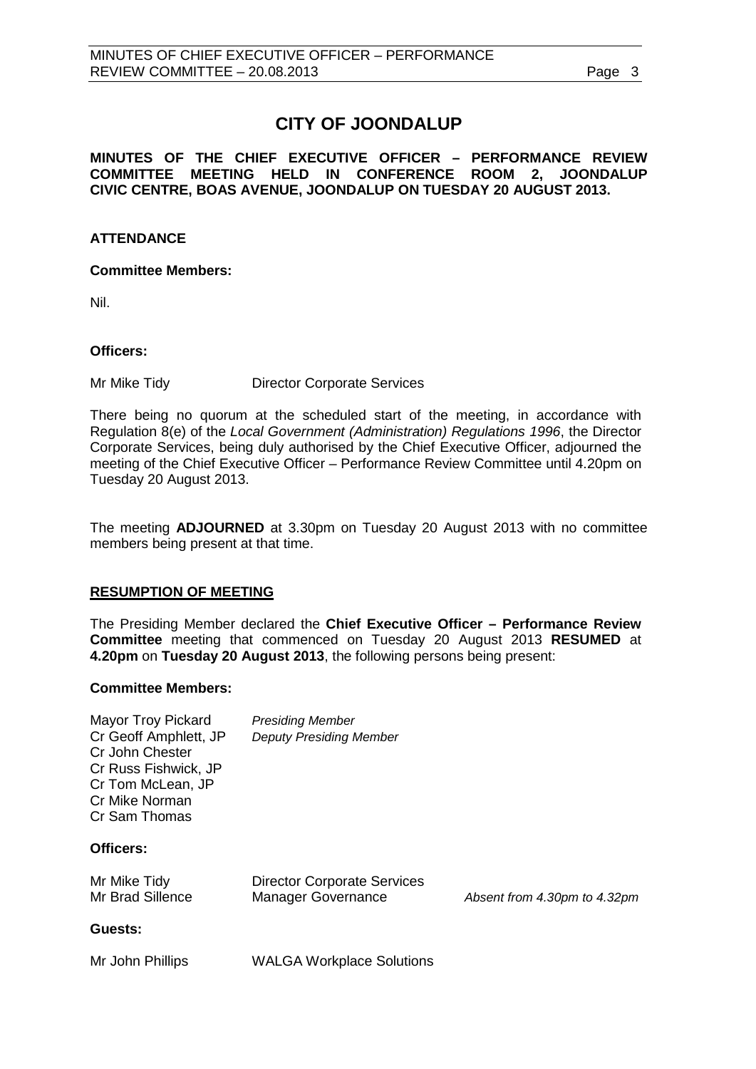# CITY OF JOONDALUP

**MINUTES OF THE CHIEF EXECUTIVE OFFICER – PERFORMANCE REVIEW COMMITTEE MEETING HELD IN CONFERENCE ROOM 2, JOONDALUP CIVIC CENTRE, BOAS AVENUE, JOONDALUP ON TUESDAY 20 AUGUST 2013.**

## ATTENDANCE

### Committee Members:

Nil.

### Officers:

| | |
|---|---|
| Mr Mike Tidy | Director Corporate Services |

There being no quorum at the scheduled start of the meeting, in accordance with Regulation 8(e) of the *Local Government (Administration) Regulations 1996*, the Director Corporate Services, being duly authorised by the Chief Executive Officer, adjourned the meeting of the Chief Executive Officer – Performance Review Committee until 4.20pm on Tuesday 20 August 2013.

The meeting **ADJOURNED** at 3.30pm on Tuesday 20 August 2013 with no committee members being present at that time.

## RESUMPTION OF MEETING

The Presiding Member declared the **Chief Executive Officer – Performance Review Committee** meeting that commenced on Tuesday 20 August 2013 **RESUMED** at **4.20pm** on **Tuesday 20 August 2013**, the following persons being present:

### Committee Members:

| | |
|---|---|
| Mayor Troy Pickard | *Presiding Member* |
| Cr Geoff Amphlett, JP | *Deputy Presiding Member* |
| Cr John Chester | |
| Cr Russ Fishwick, JP | |
| Cr Tom McLean, JP | |
| Cr Mike Norman | |
| Cr Sam Thomas | |

### Officers:

| | | |
|---|---|---|
| Mr Mike Tidy | Director Corporate Services | |
| Mr Brad Sillence | Manager Governance | *Absent from 4.30pm to 4.32pm* |

### Guests:

| | |
|---|---|
| Mr John Phillips | WALGA Workplace Solutions |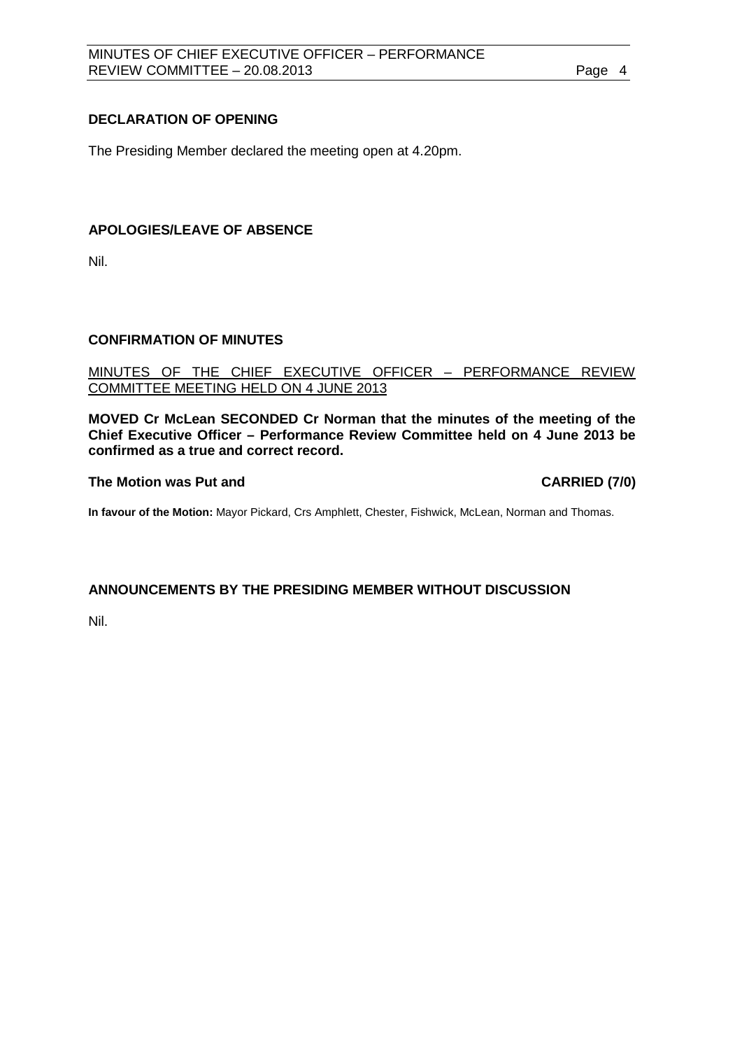## DECLARATION OF OPENING

The Presiding Member declared the meeting open at 4.20pm.

## APOLOGIES/LEAVE OF ABSENCE

Nil.

## CONFIRMATION OF MINUTES

<u>MINUTES OF THE CHIEF EXECUTIVE OFFICER – PERFORMANCE REVIEW COMMITTEE MEETING HELD ON 4 JUNE 2013</u>

**MOVED Cr McLean SECONDED Cr Norman that the minutes of the meeting of the Chief Executive Officer – Performance Review Committee held on 4 June 2013 be confirmed as a true and correct record.**

**The Motion was Put and CARRIED (7/0)**

**In favour of the Motion:** Mayor Pickard, Crs Amphlett, Chester, Fishwick, McLean, Norman and Thomas.

## ANNOUNCEMENTS BY THE PRESIDING MEMBER WITHOUT DISCUSSION

Nil.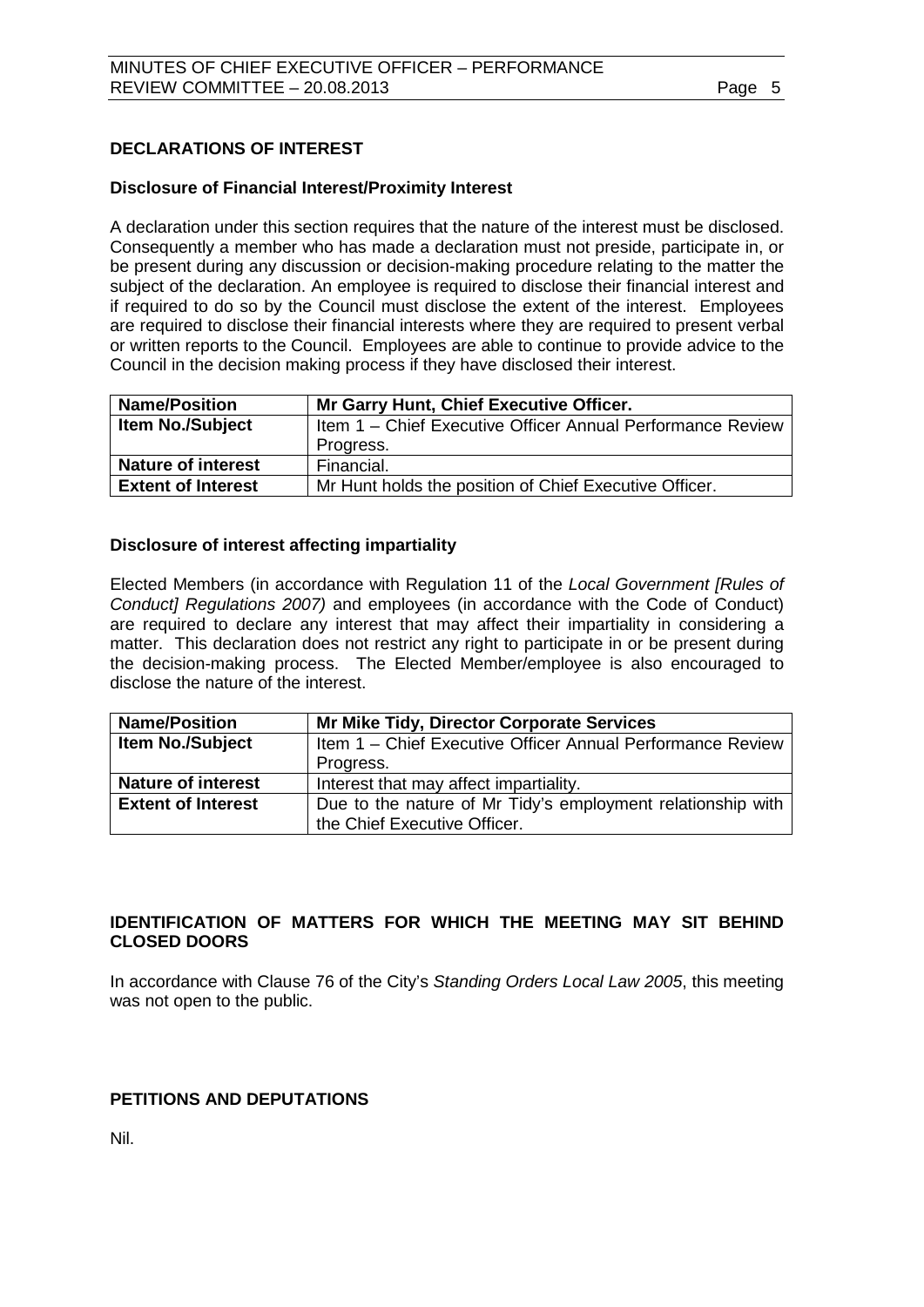## DECLARATIONS OF INTEREST

### Disclosure of Financial Interest/Proximity Interest

A declaration under this section requires that the nature of the interest must be disclosed. Consequently a member who has made a declaration must not preside, participate in, or be present during any discussion or decision-making procedure relating to the matter the subject of the declaration. An employee is required to disclose their financial interest and if required to do so by the Council must disclose the extent of the interest. Employees are required to disclose their financial interests where they are required to present verbal or written reports to the Council. Employees are able to continue to provide advice to the Council in the decision making process if they have disclosed their interest.

| **Name/Position** | **Mr Garry Hunt, Chief Executive Officer.** |
|---|---|
| **Item No./Subject** | Item 1 – Chief Executive Officer Annual Performance Review Progress. |
| **Nature of interest** | Financial. |
| **Extent of Interest** | Mr Hunt holds the position of Chief Executive Officer. |

### Disclosure of interest affecting impartiality

Elected Members (in accordance with Regulation 11 of the *Local Government [Rules of Conduct] Regulations 2007)* and employees (in accordance with the Code of Conduct) are required to declare any interest that may affect their impartiality in considering a matter. This declaration does not restrict any right to participate in or be present during the decision-making process. The Elected Member/employee is also encouraged to disclose the nature of the interest.

| **Name/Position** | **Mr Mike Tidy, Director Corporate Services** |
|---|---|
| **Item No./Subject** | Item 1 – Chief Executive Officer Annual Performance Review Progress. |
| **Nature of interest** | Interest that may affect impartiality. |
| **Extent of Interest** | Due to the nature of Mr Tidy's employment relationship with the Chief Executive Officer. |

## IDENTIFICATION OF MATTERS FOR WHICH THE MEETING MAY SIT BEHIND CLOSED DOORS

In accordance with Clause 76 of the City's *Standing Orders Local Law 2005*, this meeting was not open to the public.

## PETITIONS AND DEPUTATIONS

Nil.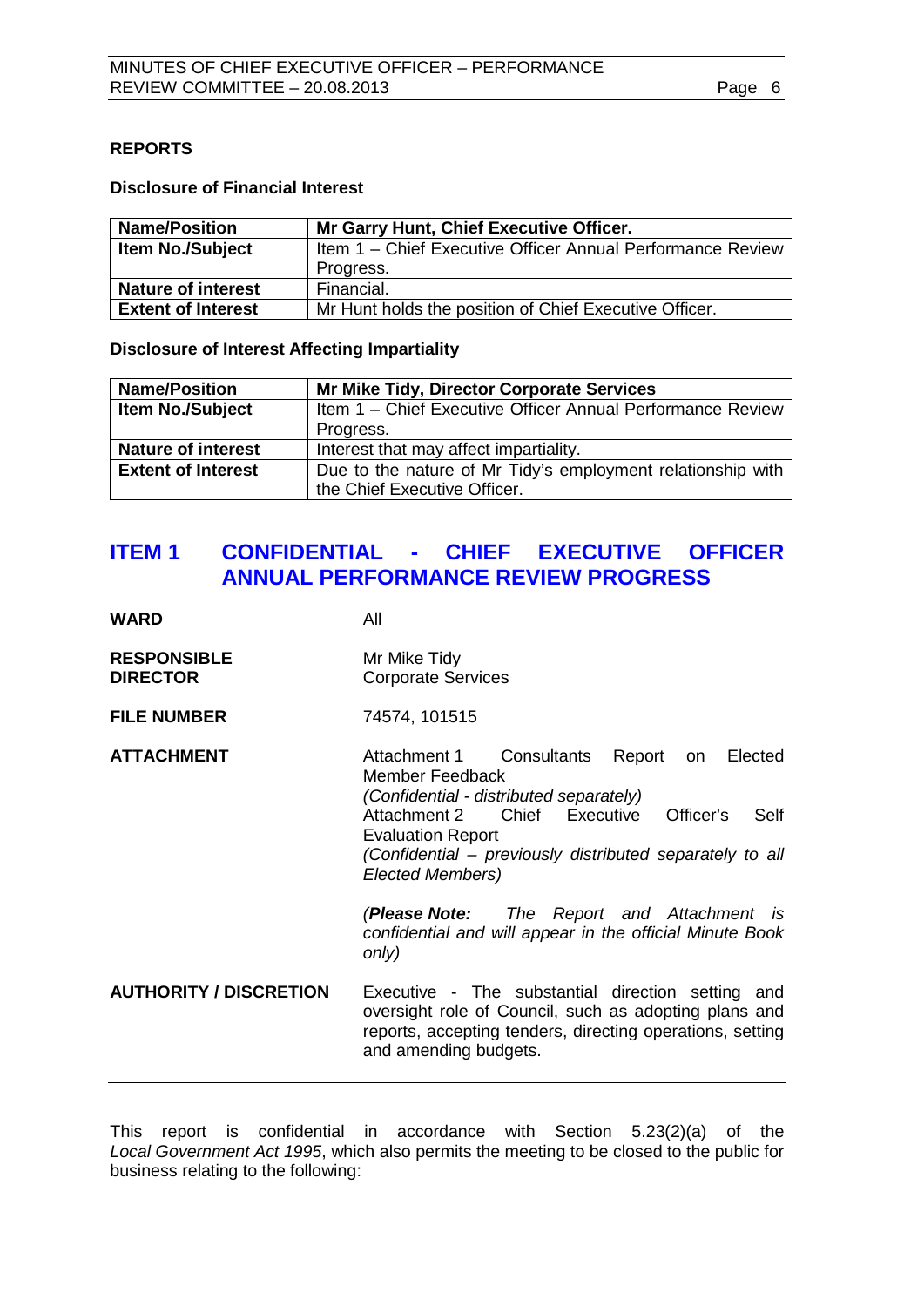## REPORTS

### Disclosure of Financial Interest

| Name/Position | Mr Garry Hunt, Chief Executive Officer. |
|---|---|
| Item No./Subject | Item 1 – Chief Executive Officer Annual Performance Review Progress. |
| Nature of interest | Financial. |
| Extent of Interest | Mr Hunt holds the position of Chief Executive Officer. |

### Disclosure of Interest Affecting Impartiality

| Name/Position | Mr Mike Tidy, Director Corporate Services |
|---|---|
| Item No./Subject | Item 1 – Chief Executive Officer Annual Performance Review Progress. |
| Nature of interest | Interest that may affect impartiality. |
| Extent of Interest | Due to the nature of Mr Tidy's employment relationship with the Chief Executive Officer. |

## ITEM 1 CONFIDENTIAL - CHIEF EXECUTIVE OFFICER ANNUAL PERFORMANCE REVIEW PROGRESS

**WARD** All

**RESPONSIBLE DIRECTOR** Mr Mike Tidy
Corporate Services

**FILE NUMBER** 74574, 101515

**ATTACHMENT** Attachment 1 Consultants Report on Elected Member Feedback
*(Confidential - distributed separately)*
Attachment 2 Chief Executive Officer's Self Evaluation Report
*(Confidential – previously distributed separately to all Elected Members)*

*(**Please Note:** The Report and Attachment is confidential and will appear in the official Minute Book only)*

**AUTHORITY / DISCRETION** Executive - The substantial direction setting and oversight role of Council, such as adopting plans and reports, accepting tenders, directing operations, setting and amending budgets.

---

This report is confidential in accordance with Section 5.23(2)(a) of the *Local Government Act 1995*, which also permits the meeting to be closed to the public for business relating to the following: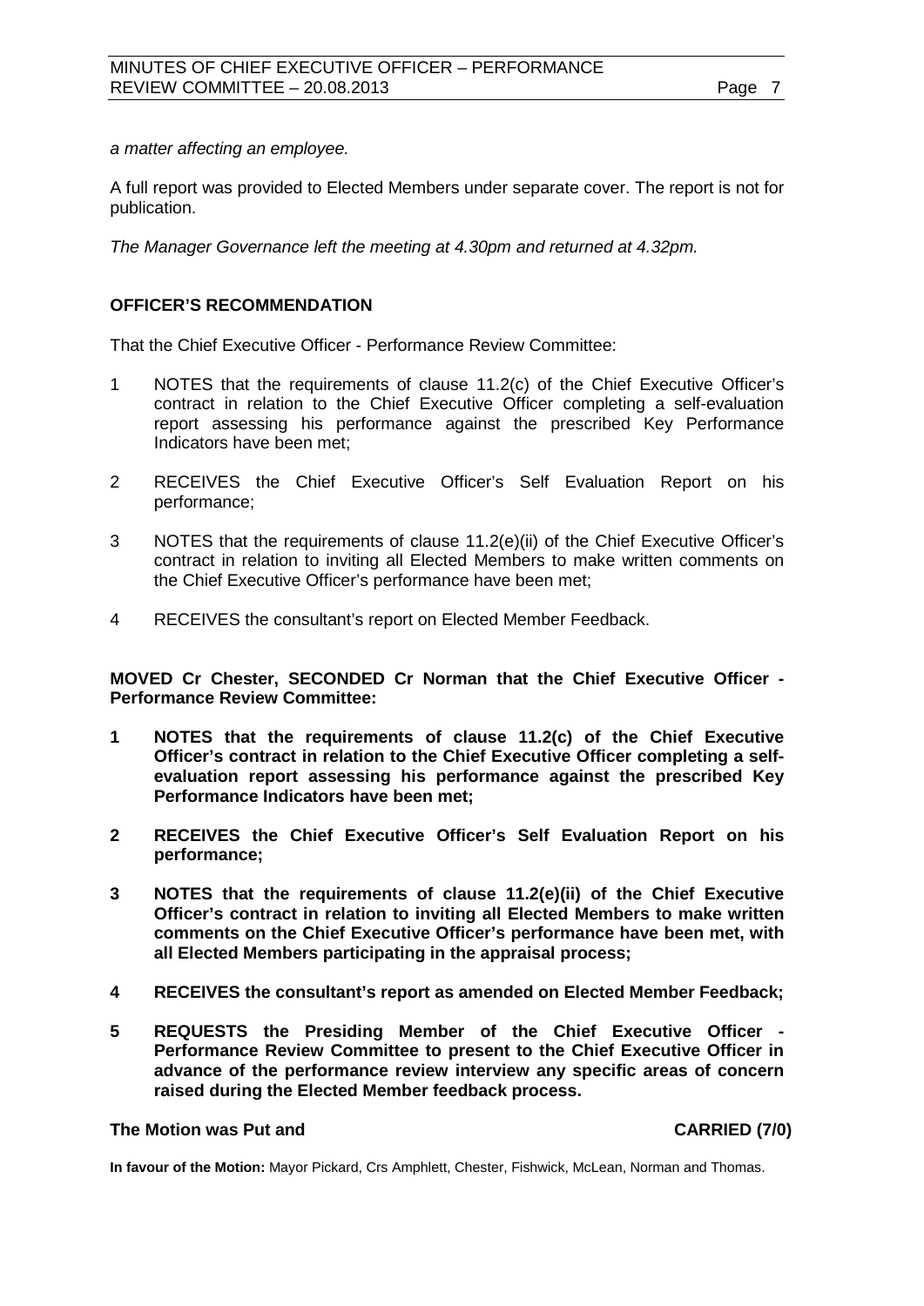*a matter affecting an employee.*

A full report was provided to Elected Members under separate cover. The report is not for publication.

*The Manager Governance left the meeting at 4.30pm and returned at 4.32pm.*

**OFFICER'S RECOMMENDATION**

That the Chief Executive Officer - Performance Review Committee:

1 NOTES that the requirements of clause 11.2(c) of the Chief Executive Officer's contract in relation to the Chief Executive Officer completing a self-evaluation report assessing his performance against the prescribed Key Performance Indicators have been met;

2 RECEIVES the Chief Executive Officer's Self Evaluation Report on his performance;

3 NOTES that the requirements of clause 11.2(e)(ii) of the Chief Executive Officer's contract in relation to inviting all Elected Members to make written comments on the Chief Executive Officer's performance have been met;

4 RECEIVES the consultant's report on Elected Member Feedback.

**MOVED Cr Chester, SECONDED Cr Norman that the Chief Executive Officer - Performance Review Committee:**

**1 NOTES that the requirements of clause 11.2(c) of the Chief Executive Officer's contract in relation to the Chief Executive Officer completing a self-evaluation report assessing his performance against the prescribed Key Performance Indicators have been met;**

**2 RECEIVES the Chief Executive Officer's Self Evaluation Report on his performance;**

**3 NOTES that the requirements of clause 11.2(e)(ii) of the Chief Executive Officer's contract in relation to inviting all Elected Members to make written comments on the Chief Executive Officer's performance have been met, with all Elected Members participating in the appraisal process;**

**4 RECEIVES the consultant's report as amended on Elected Member Feedback;**

**5 REQUESTS the Presiding Member of the Chief Executive Officer - Performance Review Committee to present to the Chief Executive Officer in advance of the performance review interview any specific areas of concern raised during the Elected Member feedback process.**

**The Motion was Put and CARRIED (7/0)**

**In favour of the Motion:** Mayor Pickard, Crs Amphlett, Chester, Fishwick, McLean, Norman and Thomas.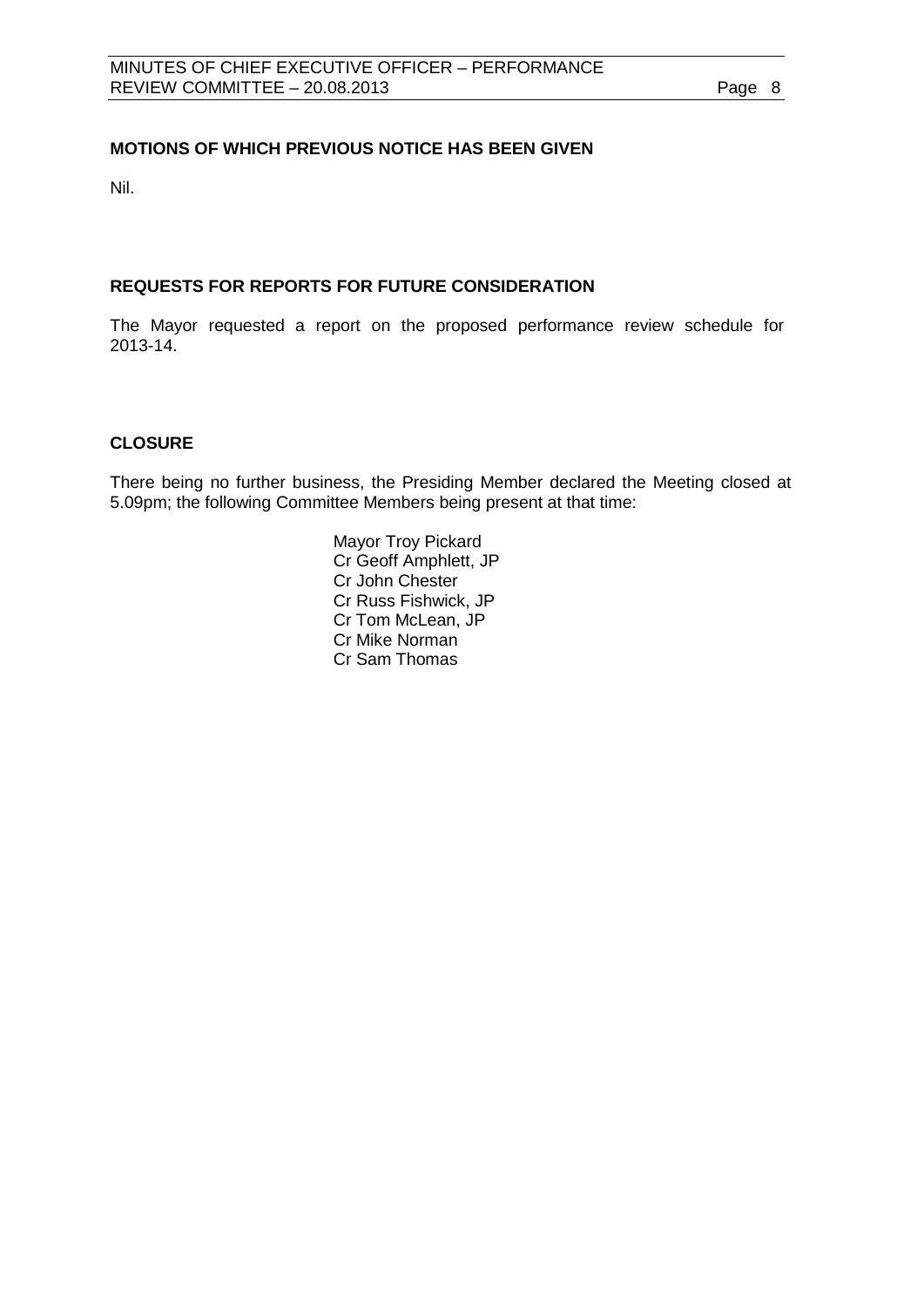**MOTIONS OF WHICH PREVIOUS NOTICE HAS BEEN GIVEN**

Nil.

**REQUESTS FOR REPORTS FOR FUTURE CONSIDERATION**

The Mayor requested a report on the proposed performance review schedule for 2013-14.

**CLOSURE**

There being no further business, the Presiding Member declared the Meeting closed at 5.09pm; the following Committee Members being present at that time:

Mayor Troy Pickard
Cr Geoff Amphlett, JP
Cr John Chester
Cr Russ Fishwick, JP
Cr Tom McLean, JP
Cr Mike Norman
Cr Sam Thomas